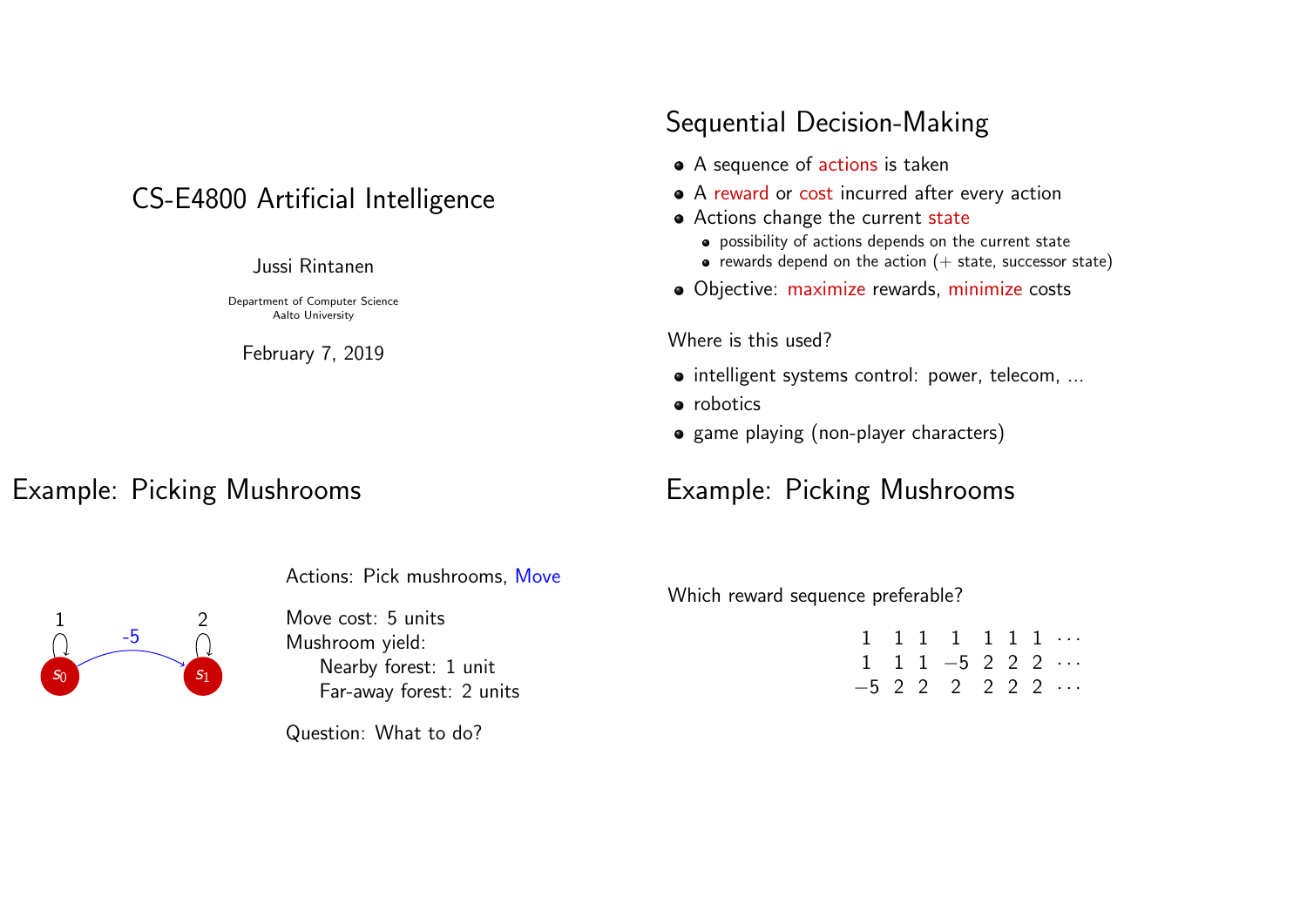# CS-E4800 Artificial Intelligence

Jussi Rintanen

Department of Computer Science
Aalto University

February 7, 2019

## Sequential Decision-Making

- A sequence of actions is taken
- A reward or cost incurred after every action
- Actions change the current state
  - possibility of actions depends on the current state
  - rewards depend on the action (+ state, successor state)
- Objective: maximize rewards, minimize costs

Where is this used?

- intelligent systems control: power, telecom, ...
- robotics
- game playing (non-player characters)

## Example: Picking Mushrooms

States: $s_0$ (self-loop reward 1), $s_1$ (self-loop reward 2); transition $s_0 \to s_1$ with reward -5.

Actions: Pick mushrooms, Move

Move cost: 5 units
Mushroom yield:
  Nearby forest: 1 unit
  Far-away forest: 2 units

Question: What to do?

## Example: Picking Mushrooms

Which reward sequence preferable?

$$
\begin{array}{ccccccccc}
1 & 1 & 1 & 1 & 1 & 1 & 1 & \cdots \\
1 & 1 & 1 & -5 & 2 & 2 & 2 & \cdots \\
-5 & 2 & 2 & 2 & 2 & 2 & 2 & \cdots
\end{array}
$$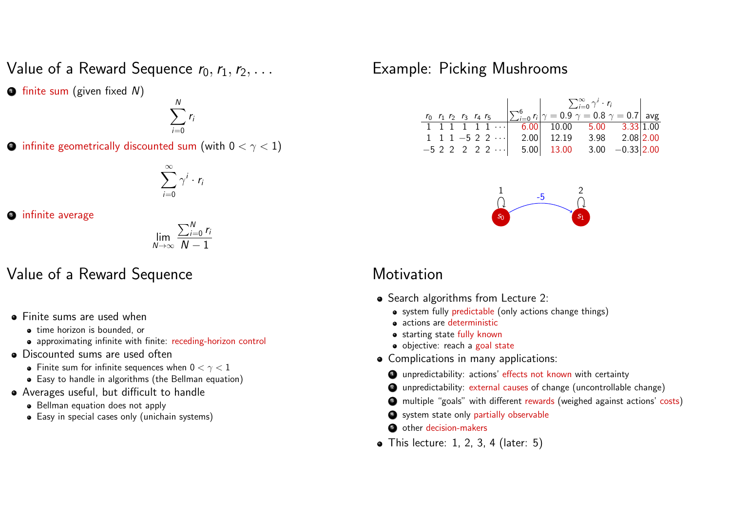## Value of a Reward Sequence $r_0, r_1, r_2, \ldots$

1. finite sum (given fixed $N$)

$$\sum_{i=0}^{N} r_i$$

2. infinite geometrically discounted sum (with $0 < \gamma < 1$)

$$\sum_{i=0}^{\infty} \gamma^i \cdot r_i$$

3. infinite average

$$\lim_{N\to\infty} \frac{\sum_{i=0}^{N} r_i}{N-1}$$

## Example: Picking Mushrooms

| $r_0$ | $r_1$ | $r_2$ | $r_3$ | $r_4$ | $r_5$ | | $\sum_{i=0}^{6} r_i$ | $\sum_{i=0}^{\infty} \gamma^i \cdot r_i$ $\gamma = 0.9$ | $\gamma = 0.8$ | $\gamma = 0.7$ | avg |
|---|---|---|---|---|---|---|---|---|---|---|---|
| 1 | 1 | 1 | 1 | 1 | 1 | $\cdots$ | 6.00 | 10.00 | 5.00 | 3.33 | 1.00 |
| 1 | 1 | 1 | −5 | 2 | 2 | $\cdots$ | 2.00 | 12.19 | 3.98 | 2.08 | 2.00 |
| −5 | 2 | 2 | 2 | 2 | 2 | $\cdots$ | 5.00 | 13.00 | 3.00 | −0.33 | 2.00 |

$s_0$ (self-loop reward 1) $\xrightarrow{-5}$ $s_1$ (self-loop reward 2)

## Value of a Reward Sequence

- Finite sums are used when
  - time horizon is bounded, or
  - approximating infinite with finite: receding-horizon control
- Discounted sums are used often
  - Finite sum for infinite sequences when $0 < \gamma < 1$
  - Easy to handle in algorithms (the Bellman equation)
- Averages useful, but difficult to handle
  - Bellman equation does not apply
  - Easy in special cases only (unichain systems)

## Motivation

- Search algorithms from Lecture 2:
  - system fully predictable (only actions change things)
  - actions are deterministic
  - starting state fully known
  - objective: reach a goal state
- Complications in many applications:
  1. unpredictability: actions' effects not known with certainty
  2. unpredictability: external causes of change (uncontrollable change)
  3. multiple "goals" with different rewards (weighed against actions' costs)
  4. system state only partially observable
  5. other decision-makers
- This lecture: 1, 2, 3, 4 (later: 5)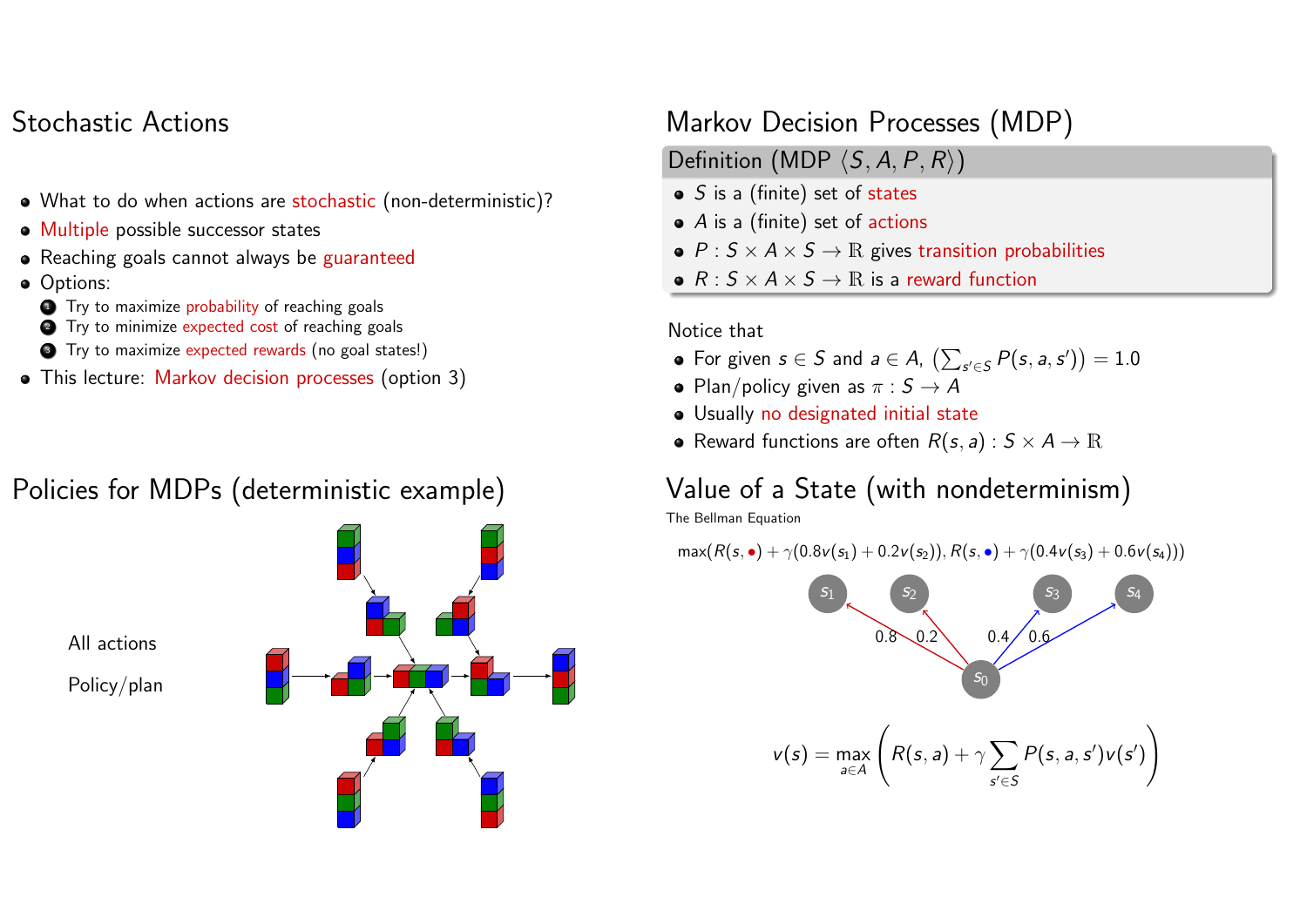## Stochastic Actions

- What to do when actions are stochastic (non-deterministic)?
- Multiple possible successor states
- Reaching goals cannot always be guaranteed
- Options:
  1. Try to maximize probability of reaching goals
  2. Try to minimize expected cost of reaching goals
  3. Try to maximize expected rewards (no goal states!)
- This lecture: Markov decision processes (option 3)

## Markov Decision Processes (MDP)

**Definition (MDP $\langle S, A, P, R \rangle$)**

- $S$ is a (finite) set of states
- $A$ is a (finite) set of actions
- $P : S \times A \times S \to \mathbb{R}$ gives transition probabilities
- $R : S \times A \times S \to \mathbb{R}$ is a reward function

Notice that

- For given $s \in S$ and $a \in A$, $\left(\sum_{s' \in S} P(s, a, s')\right) = 1.0$
- Plan/policy given as $\pi : S \to A$
- Usually no designated initial state
- Reward functions are often $R(s, a) : S \times A \to \mathbb{R}$

## Policies for MDPs (deterministic example)

All actions

Policy/plan

## Value of a State (with nondeterminism)

The Bellman Equation

$$\max(R(s, \textcolor{red}{\bullet}) + \gamma(0.8v(s_1) + 0.2v(s_2)), R(s, \textcolor{blue}{\bullet}) + \gamma(0.4v(s_3) + 0.6v(s_4)))$$

$s_1$, $s_2$, $s_3$, $s_4$, $s_0$; 0.8, 0.2, 0.4, 0.6

$$v(s) = \max_{a \in A} \left( R(s, a) + \gamma \sum_{s' \in S} P(s, a, s') v(s') \right)$$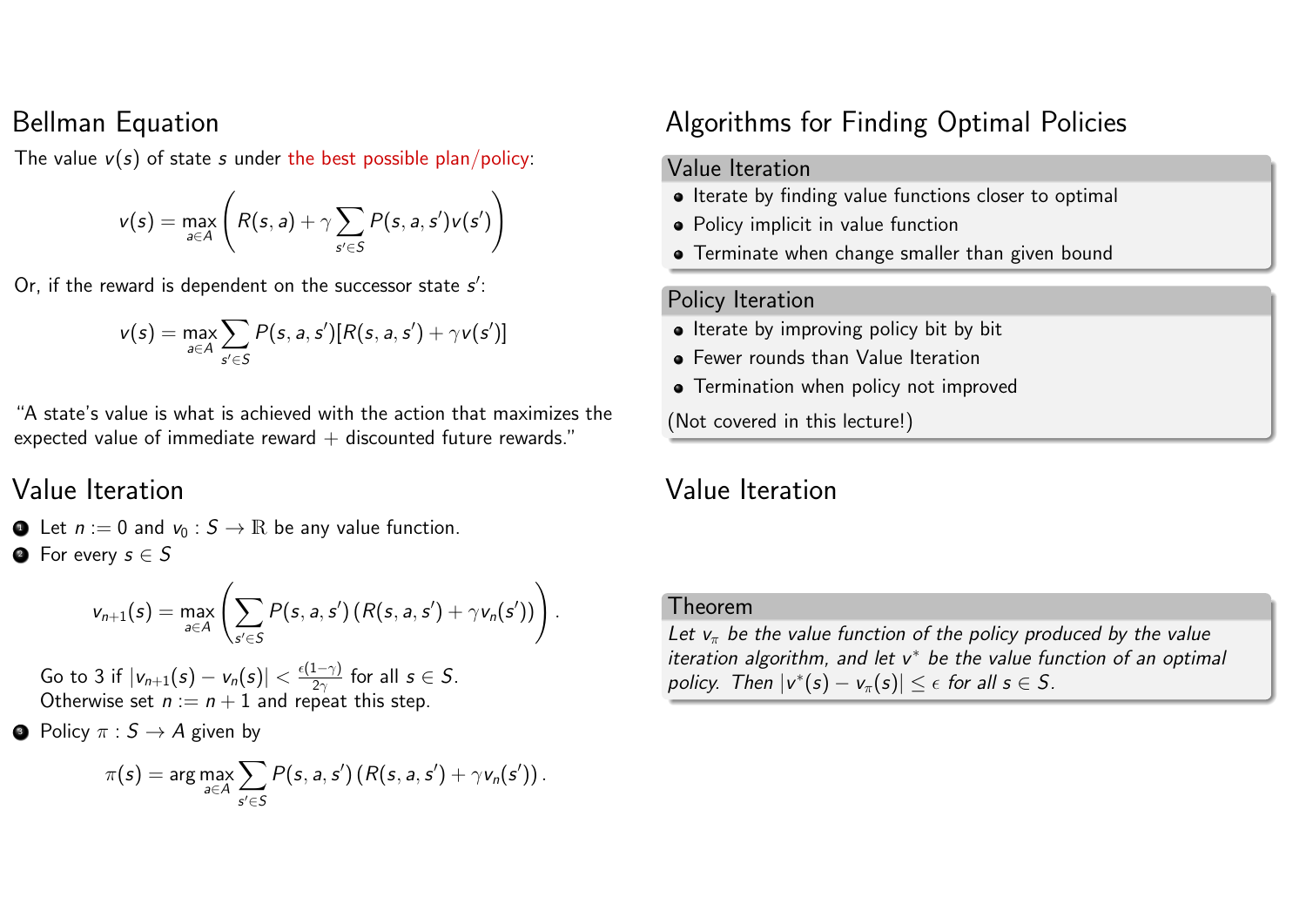## Bellman Equation

The value $v(s)$ of state $s$ under the best possible plan/policy:

$$v(s) = \max_{a \in A} \left( R(s,a) + \gamma \sum_{s' \in S} P(s,a,s') v(s') \right)$$

Or, if the reward is dependent on the successor state $s'$:

$$v(s) = \max_{a \in A} \sum_{s' \in S} P(s,a,s')[R(s,a,s') + \gamma v(s')]$$

"A state's value is what is achieved with the action that maximizes the expected value of immediate reward + discounted future rewards."

## Value Iteration

1. Let $n := 0$ and $v_0 : S \to \mathbb{R}$ be any value function.
2. For every $s \in S$

   $$v_{n+1}(s) = \max_{a \in A} \left( \sum_{s' \in S} P(s,a,s') \left( R(s,a,s') + \gamma v_n(s') \right) \right).$$

   Go to 3 if $|v_{n+1}(s) - v_n(s)| < \frac{\epsilon(1-\gamma)}{2\gamma}$ for all $s \in S$.
   Otherwise set $n := n + 1$ and repeat this step.
3. Policy $\pi : S \to A$ given by

   $$\pi(s) = \arg\max_{a \in A} \sum_{s' \in S} P(s,a,s') \left( R(s,a,s') + \gamma v_n(s') \right).$$

## Algorithms for Finding Optimal Policies

**Value Iteration**

- Iterate by finding value functions closer to optimal
- Policy implicit in value function
- Terminate when change smaller than given bound

**Policy Iteration**

- Iterate by improving policy bit by bit
- Fewer rounds than Value Iteration
- Termination when policy not improved

(Not covered in this lecture!)

## Value Iteration

**Theorem**

*Let $v_\pi$ be the value function of the policy produced by the value iteration algorithm, and let $v^*$ be the value function of an optimal policy. Then $|v^*(s) - v_\pi(s)| \leq \epsilon$ for all $s \in S$.*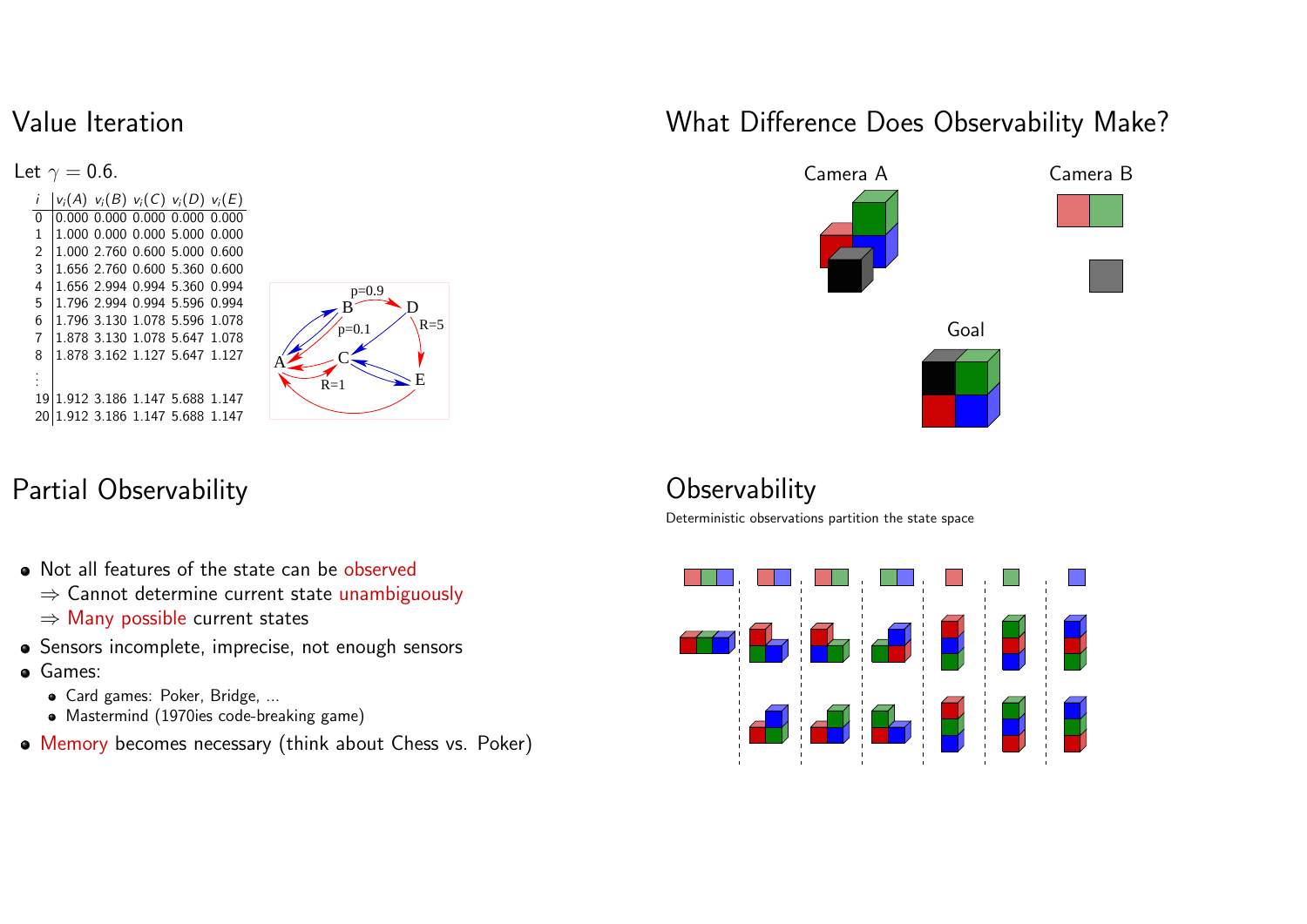## Value Iteration

Let $\gamma = 0.6$.

| $i$ | $v_i(A)$ | $v_i(B)$ | $v_i(C)$ | $v_i(D)$ | $v_i(E)$ |
|---|---|---|---|---|---|
| 0 | 0.000 | 0.000 | 0.000 | 0.000 | 0.000 |
| 1 | 1.000 | 0.000 | 0.000 | 5.000 | 0.000 |
| 2 | 1.000 | 2.760 | 0.600 | 5.000 | 0.600 |
| 3 | 1.656 | 2.760 | 0.600 | 5.360 | 0.600 |
| 4 | 1.656 | 2.994 | 0.994 | 5.360 | 0.994 |
| 5 | 1.796 | 2.994 | 0.994 | 5.596 | 0.994 |
| 6 | 1.796 | 3.130 | 1.078 | 5.596 | 1.078 |
| 7 | 1.878 | 3.130 | 1.078 | 5.647 | 1.078 |
| 8 | 1.878 | 3.162 | 1.127 | 5.647 | 1.127 |
| ⋮ | | | | | |
| 19 | 1.912 | 3.186 | 1.147 | 5.688 | 1.147 |
| 20 | 1.912 | 3.186 | 1.147 | 5.688 | 1.147 |

## Partial Observability

- Not all features of the state can be observed
  ⇒ Cannot determine current state unambiguously
  ⇒ Many possible current states
- Sensors incomplete, imprecise, not enough sensors
- Games:
  - Card games: Poker, Bridge, ...
  - Mastermind (1970ies code-breaking game)
- Memory becomes necessary (think about Chess vs. Poker)

## What Difference Does Observability Make?

Camera A

Camera B

Goal

## Observability

Deterministic observations partition the state space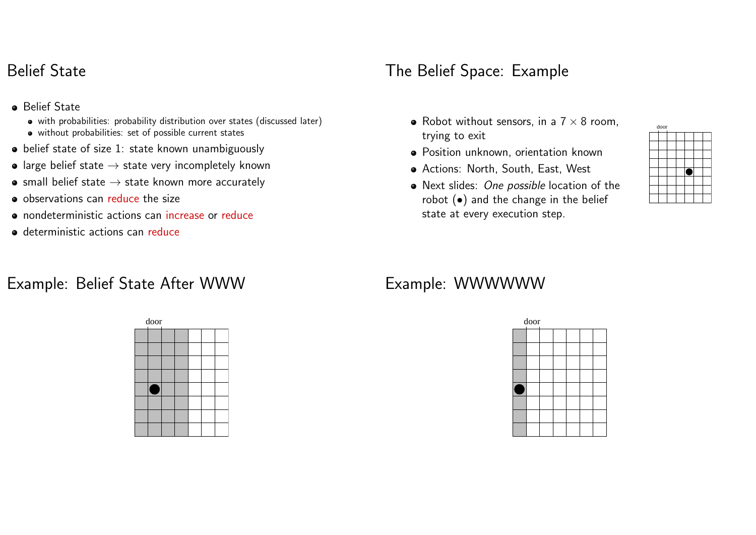## Belief State

- Belief State
  - with probabilities: probability distribution over states (discussed later)
  - without probabilities: set of possible current states
- belief state of size 1: state known unambiguously
- large belief state → state very incompletely known
- small belief state → state known more accurately
- observations can reduce the size
- nondeterministic actions can increase or reduce
- deterministic actions can reduce

## The Belief Space: Example

- Robot without sensors, in a $7 \times 8$ room, trying to exit
- Position unknown, orientation known
- Actions: North, South, East, West
- Next slides: *One possible* location of the robot (•) and the change in the belief state at every execution step.

door

## Example: Belief State After WWW

door

## Example: WWWWWW

door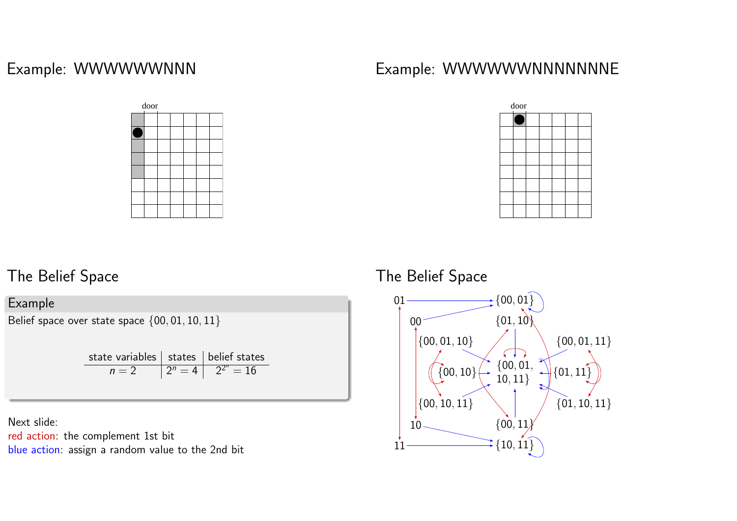## Example: WWWWWWNNN

door

## Example: WWWWWWNNNNNNNE

door

## The Belief Space

### Example

Belief space over state space $\{00, 01, 10, 11\}$

| state variables | states | belief states |
|---|---|---|
| $n = 2$ | $2^n = 4$ | $2^{2^n} = 16$ |

Next slide:
red action: the complement 1st bit
blue action: assign a random value to the 2nd bit

## The Belief Space

01, 00, 10, 11, $\{00, 01\}$, $\{01, 10\}$, $\{00, 01, 10\}$, $\{00, 01, 11\}$, $\{00, 10\}$, $\{00, 01, 10, 11\}$, $\{01, 11\}$, $\{00, 10, 11\}$, $\{01, 10, 11\}$, $\{00, 11\}$, $\{10, 11\}$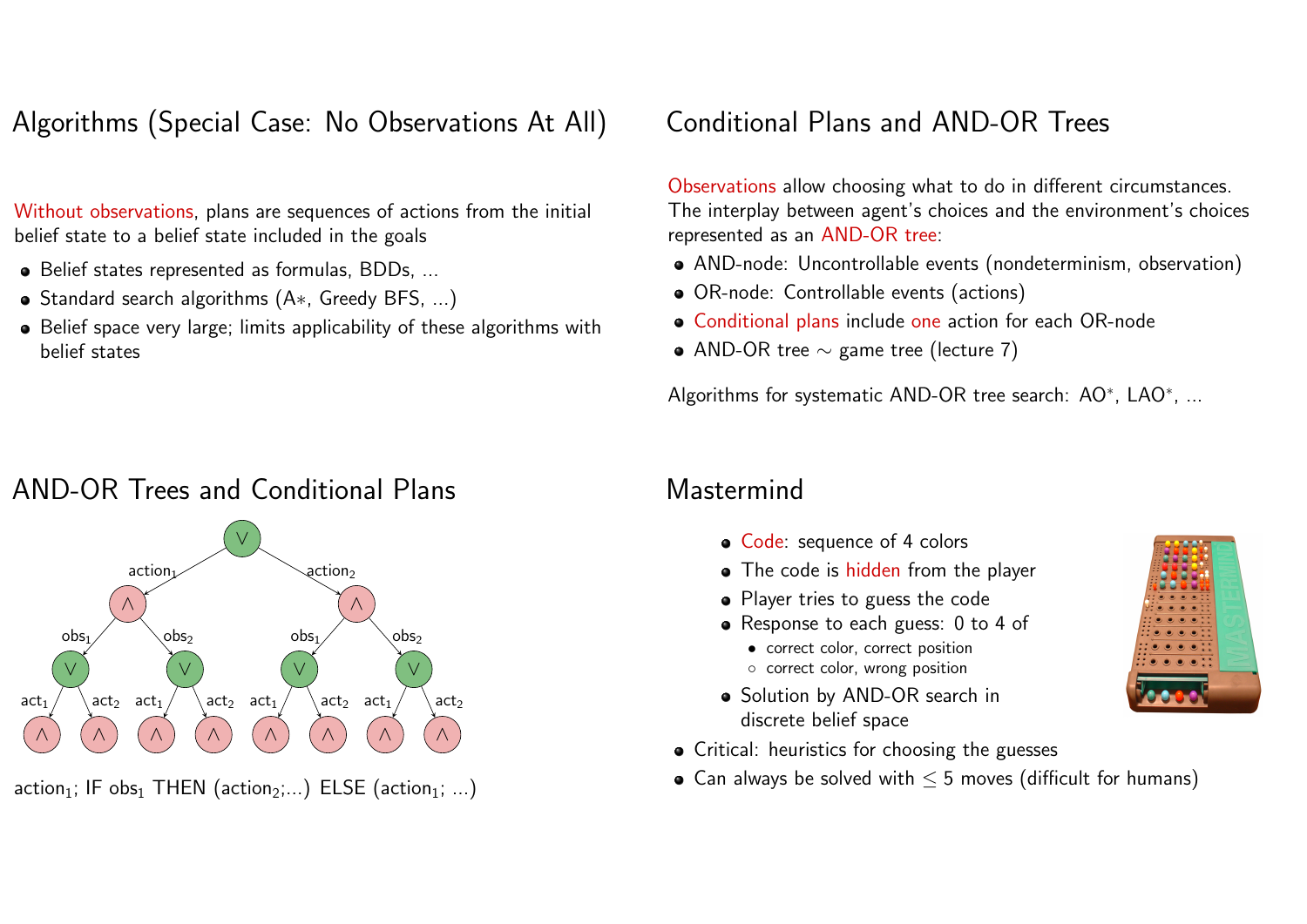## Algorithms (Special Case: No Observations At All)

Without observations, plans are sequences of actions from the initial belief state to a belief state included in the goals

- Belief states represented as formulas, BDDs, ...
- Standard search algorithms (A∗, Greedy BFS, ...)
- Belief space very large; limits applicability of these algorithms with belief states

## Conditional Plans and AND-OR Trees

Observations allow choosing what to do in different circumstances. The interplay between agent's choices and the environment's choices represented as an AND-OR tree:

- AND-node: Uncontrollable events (nondeterminism, observation)
- OR-node: Controllable events (actions)
- Conditional plans include one action for each OR-node
- AND-OR tree ∼ game tree (lecture 7)

Algorithms for systematic AND-OR tree search: AO∗, LAO∗, ...

## AND-OR Trees and Conditional Plans

$\text{action}_1$; IF $\text{obs}_1$ THEN ($\text{action}_2$;...) ELSE ($\text{action}_1$; ...)

## Mastermind

- Code: sequence of 4 colors
- The code is hidden from the player
- Player tries to guess the code
- Response to each guess: 0 to 4 of
  - • correct color, correct position
  - ◦ correct color, wrong position
- Solution by AND-OR search in discrete belief space
- Critical: heuristics for choosing the guesses
- Can always be solved with $\leq 5$ moves (difficult for humans)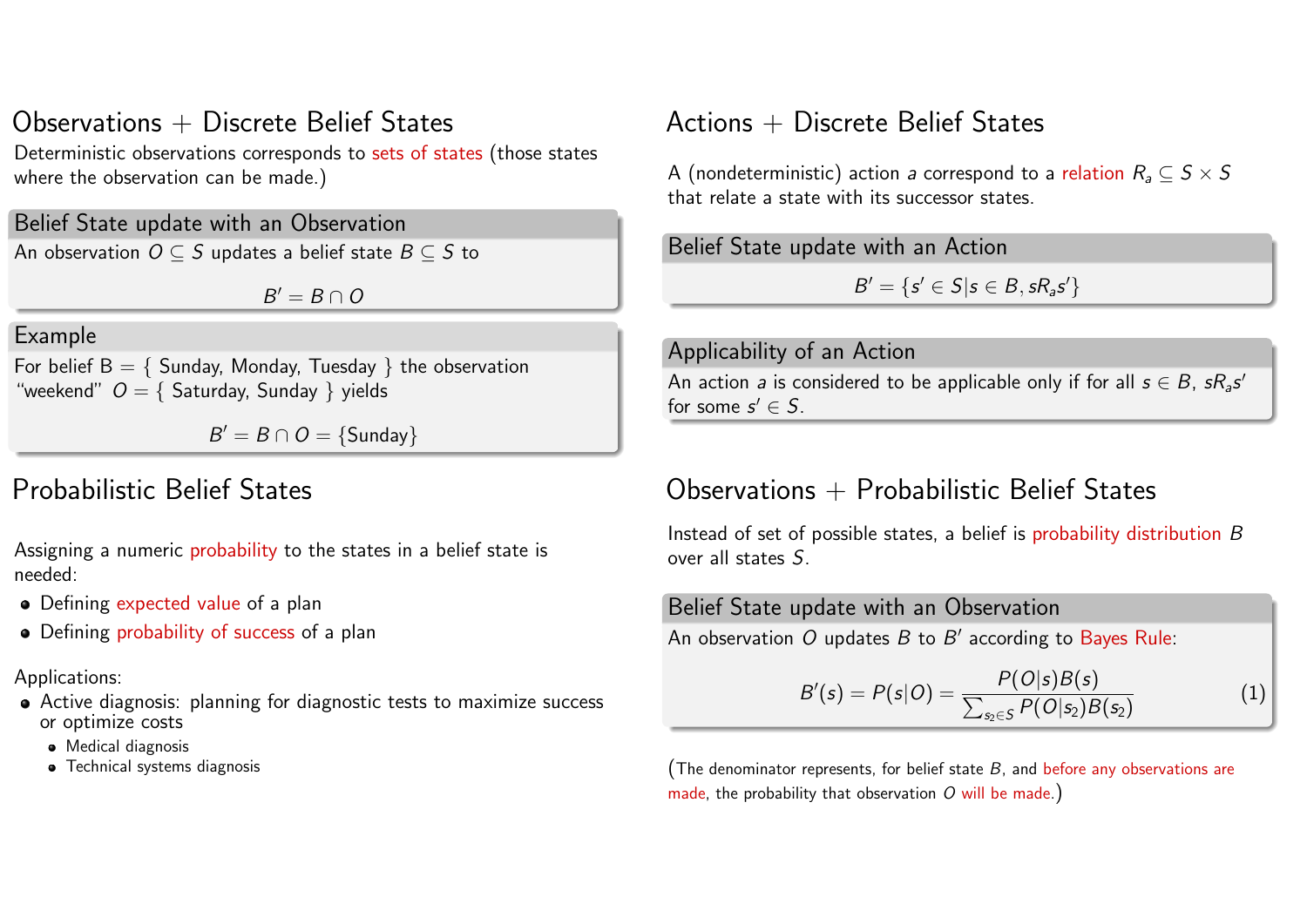## Observations + Discrete Belief States

Deterministic observations corresponds to sets of states (those states where the observation can be made.)

### Belief State update with an Observation

An observation $O \subseteq S$ updates a belief state $B \subseteq S$ to

$$B' = B \cap O$$

### Example

For belief B = { Sunday, Monday, Tuesday } the observation "weekend" $O = \{$ Saturday, Sunday $\}$ yields

$$B' = B \cap O = \{\text{Sunday}\}$$

## Probabilistic Belief States

Assigning a numeric probability to the states in a belief state is needed:

- Defining expected value of a plan
- Defining probability of success of a plan

Applications:

- Active diagnosis: planning for diagnostic tests to maximize success or optimize costs
  - Medical diagnosis
  - Technical systems diagnosis

## Actions + Discrete Belief States

A (nondeterministic) action $a$ correspond to a relation $R_a \subseteq S \times S$ that relate a state with its successor states.

### Belief State update with an Action

$$B' = \{s' \in S | s \in B, sR_as'\}$$

### Applicability of an Action

An action $a$ is considered to be applicable only if for all $s \in B$, $sR_as'$ for some $s' \in S$.

## Observations + Probabilistic Belief States

Instead of set of possible states, a belief is probability distribution $B$ over all states $S$.

### Belief State update with an Observation

An observation $O$ updates $B$ to $B'$ according to Bayes Rule:

$$B'(s) = P(s|O) = \frac{P(O|s)B(s)}{\sum_{s_2 \in S} P(O|s_2)B(s_2)} \quad (1)$$

(The denominator represents, for belief state $B$, and before any observations are made, the probability that observation $O$ will be made.)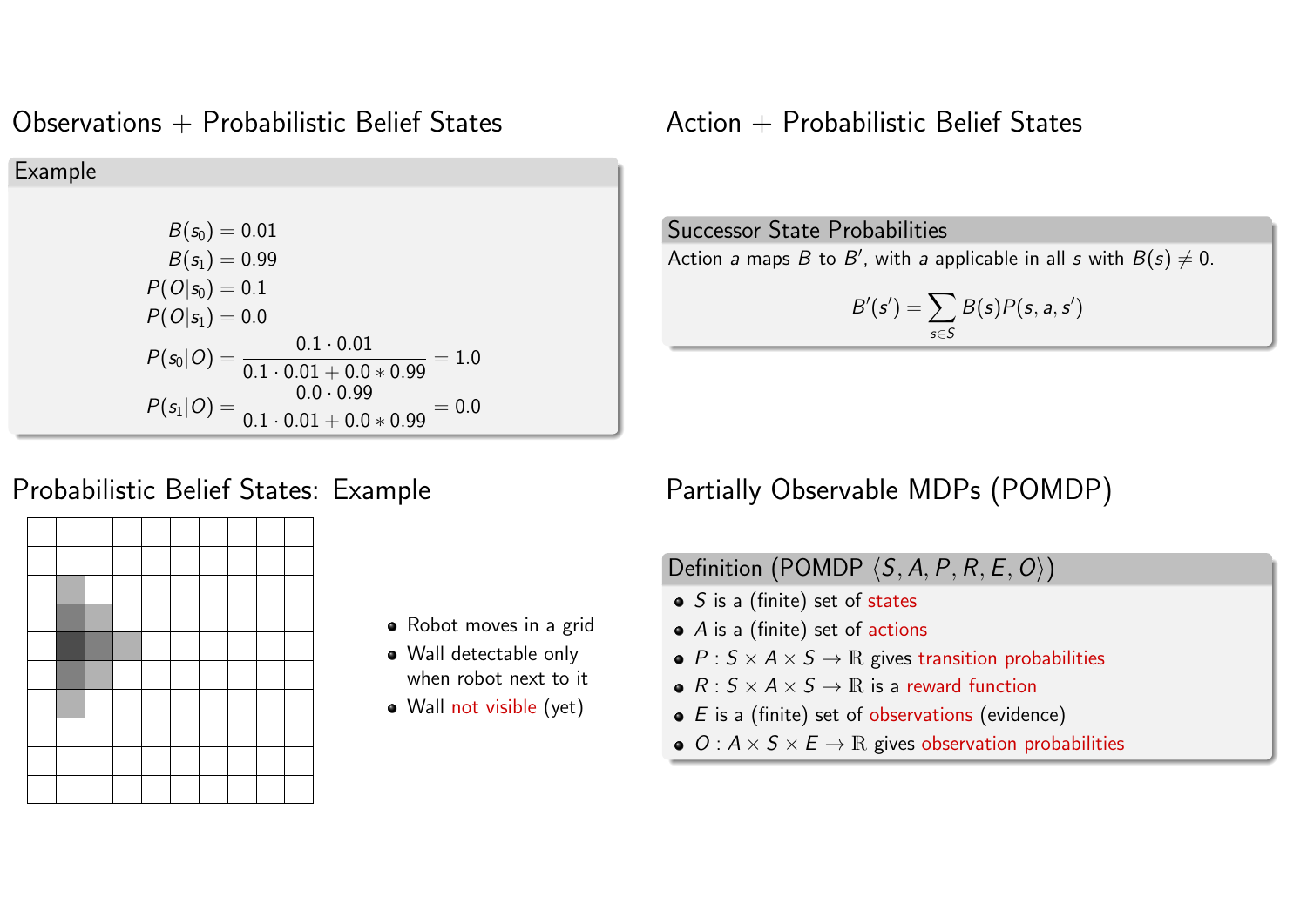## Observations + Probabilistic Belief States

**Example**

$$
\begin{aligned}
B(s_0) &= 0.01 \\
B(s_1) &= 0.99 \\
P(O|s_0) &= 0.1 \\
P(O|s_1) &= 0.0 \\
P(s_0|O) &= \frac{0.1 \cdot 0.01}{0.1 \cdot 0.01 + 0.0 * 0.99} = 1.0 \\
P(s_1|O) &= \frac{0.0 \cdot 0.99}{0.1 \cdot 0.01 + 0.0 * 0.99} = 0.0
\end{aligned}
$$

## Probabilistic Belief States: Example

- Robot moves in a grid
- Wall detectable only when robot next to it
- Wall not visible (yet)

## Action + Probabilistic Belief States

**Successor State Probabilities**

Action $a$ maps $B$ to $B'$, with $a$ applicable in all $s$ with $B(s) \neq 0$.

$$B'(s') = \sum_{s \in S} B(s) P(s, a, s')$$

## Partially Observable MDPs (POMDP)

**Definition (POMDP $\langle S, A, P, R, E, O \rangle$)**

- $S$ is a (finite) set of states
- $A$ is a (finite) set of actions
- $P : S \times A \times S \to \mathbb{R}$ gives transition probabilities
- $R : S \times A \times S \to \mathbb{R}$ is a reward function
- $E$ is a (finite) set of observations (evidence)
- $O : A \times S \times E \to \mathbb{R}$ gives observation probabilities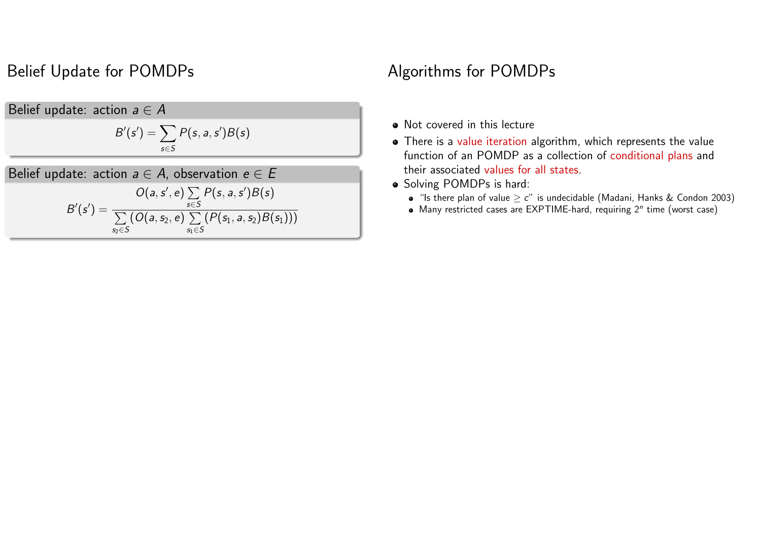## Belief Update for POMDPs

**Belief update: action $a \in A$**

$$B'(s') = \sum_{s \in S} P(s, a, s')B(s)$$

**Belief update: action $a \in A$, observation $e \in E$**

$$B'(s') = \frac{O(a, s', e) \sum_{s \in S} P(s, a, s')B(s)}{\sum_{s_2 \in S} (O(a, s_2, e) \sum_{s_1 \in S} (P(s_1, a, s_2)B(s_1)))}$$

## Algorithms for POMDPs

- Not covered in this lecture
- There is a value iteration algorithm, which represents the value function of an POMDP as a collection of conditional plans and their associated values for all states.
- Solving POMDPs is hard:
  - "Is there plan of value $\geq c$" is undecidable (Madani, Hanks & Condon 2003)
  - Many restricted cases are EXPTIME-hard, requiring $2^n$ time (worst case)